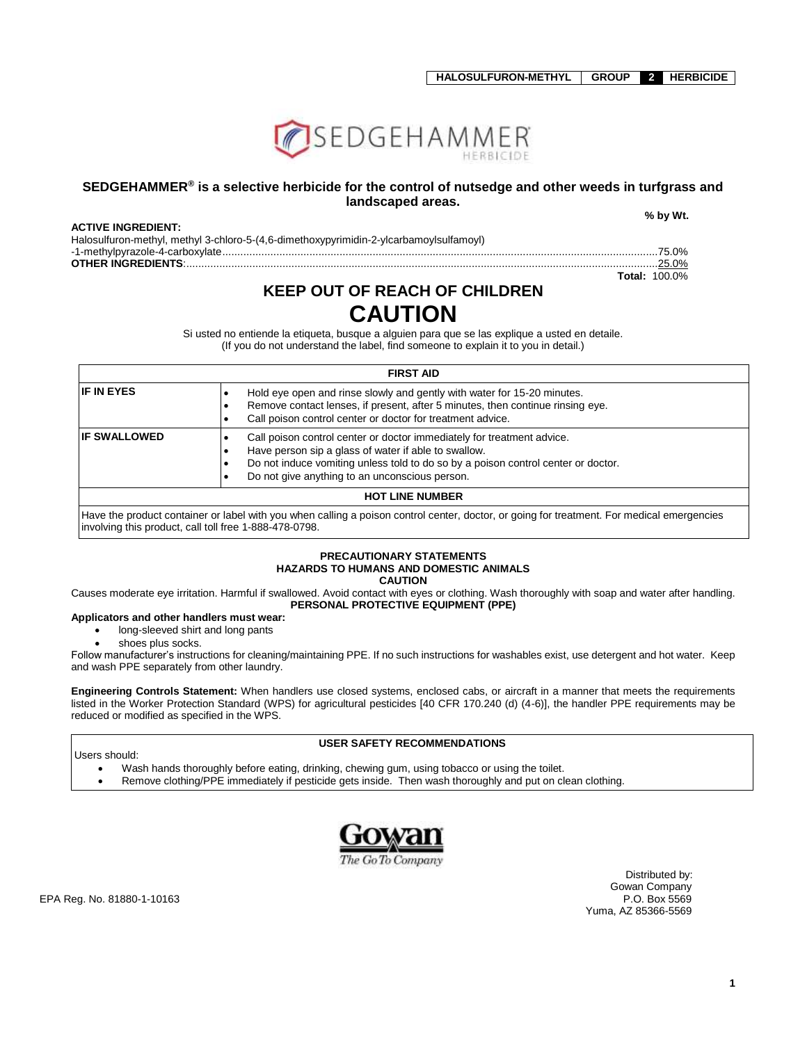| HALOSULFURON-METHYL | GROUP | 2 | HERBICIDE |
|---|---|---|---|

# SEDGEHAMMER® HERBICIDE

**SEDGEHAMMER® is a selective herbicide for the control of nutsedge and other weeds in turfgrass and landscaped areas.**

| | % by Wt. |
|---|---|
| **ACTIVE INGREDIENT:** | |
| Halosulfuron-methyl, methyl 3-chloro-5-(4,6-dimethoxypyrimidin-2-ylcarbamoylsulfamoyl)-1-methylpyrazole-4-carboxylate | 75.0% |
| **OTHER INGREDIENTS:** | 25.0% |
| **Total:** | 100.0% |

## KEEP OUT OF REACH OF CHILDREN

# CAUTION

Si usted no entiende la etiqueta, busque a alguien para que se las explique a usted en detaile.
(If you do not understand the label, find someone to explain it to you in detail.)

| FIRST AID | |
|---|---|
| **IF IN EYES** | • Hold eye open and rinse slowly and gently with water for 15-20 minutes.<br>• Remove contact lenses, if present, after 5 minutes, then continue rinsing eye.<br>• Call poison control center or doctor for treatment advice. |
| **IF SWALLOWED** | • Call poison control center or doctor immediately for treatment advice.<br>• Have person sip a glass of water if able to swallow.<br>• Do not induce vomiting unless told to do so by a poison control center or doctor.<br>• Do not give anything to an unconscious person. |
| **HOT LINE NUMBER** | |
| Have the product container or label with you when calling a poison control center, doctor, or going for treatment. For medical emergencies involving this product, call toll free 1-888-478-0798. | |

### PRECAUTIONARY STATEMENTS
### HAZARDS TO HUMANS AND DOMESTIC ANIMALS
### CAUTION

Causes moderate eye irritation. Harmful if swallowed. Avoid contact with eyes or clothing. Wash thoroughly with soap and water after handling.

### PERSONAL PROTECTIVE EQUIPMENT (PPE)

**Applicators and other handlers must wear:**

- long-sleeved shirt and long pants
- shoes plus socks.

Follow manufacturer's instructions for cleaning/maintaining PPE. If no such instructions for washables exist, use detergent and hot water. Keep and wash PPE separately from other laundry.

**Engineering Controls Statement:** When handlers use closed systems, enclosed cabs, or aircraft in a manner that meets the requirements listed in the Worker Protection Standard (WPS) for agricultural pesticides [40 CFR 170.240 (d) (4-6)], the handler PPE requirements may be reduced or modified as specified in the WPS.

### USER SAFETY RECOMMENDATIONS

Users should:

- Wash hands thoroughly before eating, drinking, chewing gum, using tobacco or using the toilet.
- Remove clothing/PPE immediately if pesticide gets inside. Then wash thoroughly and put on clean clothing.

Gowan
The Go To Company

EPA Reg. No. 81880-1-10163

Distributed by:
Gowan Company
P.O. Box 5569
Yuma, AZ 85366-5569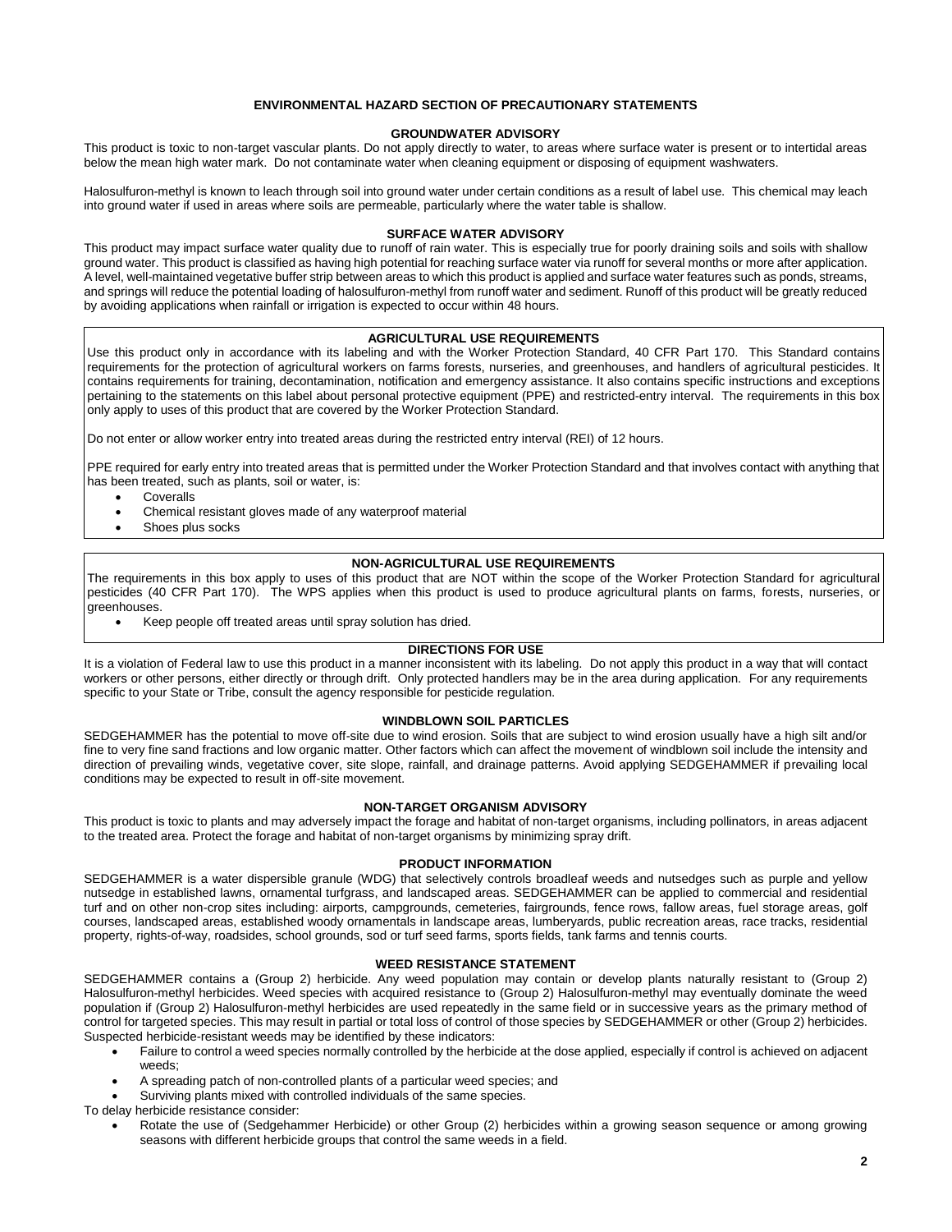## ENVIRONMENTAL HAZARD SECTION OF PRECAUTIONARY STATEMENTS

### GROUNDWATER ADVISORY

This product is toxic to non-target vascular plants. Do not apply directly to water, to areas where surface water is present or to intertidal areas below the mean high water mark. Do not contaminate water when cleaning equipment or disposing of equipment washwaters.

Halosulfuron-methyl is known to leach through soil into ground water under certain conditions as a result of label use. This chemical may leach into ground water if used in areas where soils are permeable, particularly where the water table is shallow.

### SURFACE WATER ADVISORY

This product may impact surface water quality due to runoff of rain water. This is especially true for poorly draining soils and soils with shallow ground water. This product is classified as having high potential for reaching surface water via runoff for several months or more after application. A level, well-maintained vegetative buffer strip between areas to which this product is applied and surface water features such as ponds, streams, and springs will reduce the potential loading of halosulfuron-methyl from runoff water and sediment. Runoff of this product will be greatly reduced by avoiding applications when rainfall or irrigation is expected to occur within 48 hours.

### AGRICULTURAL USE REQUIREMENTS

Use this product only in accordance with its labeling and with the Worker Protection Standard, 40 CFR Part 170. This Standard contains requirements for the protection of agricultural workers on farms forests, nurseries, and greenhouses, and handlers of agricultural pesticides. It contains requirements for training, decontamination, notification and emergency assistance. It also contains specific instructions and exceptions pertaining to the statements on this label about personal protective equipment (PPE) and restricted-entry interval. The requirements in this box only apply to uses of this product that are covered by the Worker Protection Standard.

Do not enter or allow worker entry into treated areas during the restricted entry interval (REI) of 12 hours.

PPE required for early entry into treated areas that is permitted under the Worker Protection Standard and that involves contact with anything that has been treated, such as plants, soil or water, is:

- Coveralls
- Chemical resistant gloves made of any waterproof material
- Shoes plus socks

### NON-AGRICULTURAL USE REQUIREMENTS

The requirements in this box apply to uses of this product that are NOT within the scope of the Worker Protection Standard for agricultural pesticides (40 CFR Part 170). The WPS applies when this product is used to produce agricultural plants on farms, forests, nurseries, or greenhouses.

- Keep people off treated areas until spray solution has dried.

### DIRECTIONS FOR USE

It is a violation of Federal law to use this product in a manner inconsistent with its labeling. Do not apply this product in a way that will contact workers or other persons, either directly or through drift. Only protected handlers may be in the area during application. For any requirements specific to your State or Tribe, consult the agency responsible for pesticide regulation.

### WINDBLOWN SOIL PARTICLES

SEDGEHAMMER has the potential to move off-site due to wind erosion. Soils that are subject to wind erosion usually have a high silt and/or fine to very fine sand fractions and low organic matter. Other factors which can affect the movement of windblown soil include the intensity and direction of prevailing winds, vegetative cover, site slope, rainfall, and drainage patterns. Avoid applying SEDGEHAMMER if prevailing local conditions may be expected to result in off-site movement.

### NON-TARGET ORGANISM ADVISORY

This product is toxic to plants and may adversely impact the forage and habitat of non-target organisms, including pollinators, in areas adjacent to the treated area. Protect the forage and habitat of non-target organisms by minimizing spray drift.

### PRODUCT INFORMATION

SEDGEHAMMER is a water dispersible granule (WDG) that selectively controls broadleaf weeds and nutsedges such as purple and yellow nutsedge in established lawns, ornamental turfgrass, and landscaped areas. SEDGEHAMMER can be applied to commercial and residential turf and on other non-crop sites including: airports, campgrounds, cemeteries, fairgrounds, fence rows, fallow areas, fuel storage areas, golf courses, landscaped areas, established woody ornamentals in landscape areas, lumberyards, public recreation areas, race tracks, residential property, rights-of-way, roadsides, school grounds, sod or turf seed farms, sports fields, tank farms and tennis courts.

### WEED RESISTANCE STATEMENT

SEDGEHAMMER contains a (Group 2) herbicide. Any weed population may contain or develop plants naturally resistant to (Group 2) Halosulfuron-methyl herbicides. Weed species with acquired resistance to (Group 2) Halosulfuron-methyl may eventually dominate the weed population if (Group 2) Halosulfuron-methyl herbicides are used repeatedly in the same field or in successive years as the primary method of control for targeted species. This may result in partial or total loss of control of those species by SEDGEHAMMER or other (Group 2) herbicides. Suspected herbicide-resistant weeds may be identified by these indicators:

- Failure to control a weed species normally controlled by the herbicide at the dose applied, especially if control is achieved on adjacent weeds;
- A spreading patch of non-controlled plants of a particular weed species; and
- Surviving plants mixed with controlled individuals of the same species.

To delay herbicide resistance consider:

- Rotate the use of (Sedgehammer Herbicide) or other Group (2) herbicides within a growing season sequence or among growing seasons with different herbicide groups that control the same weeds in a field.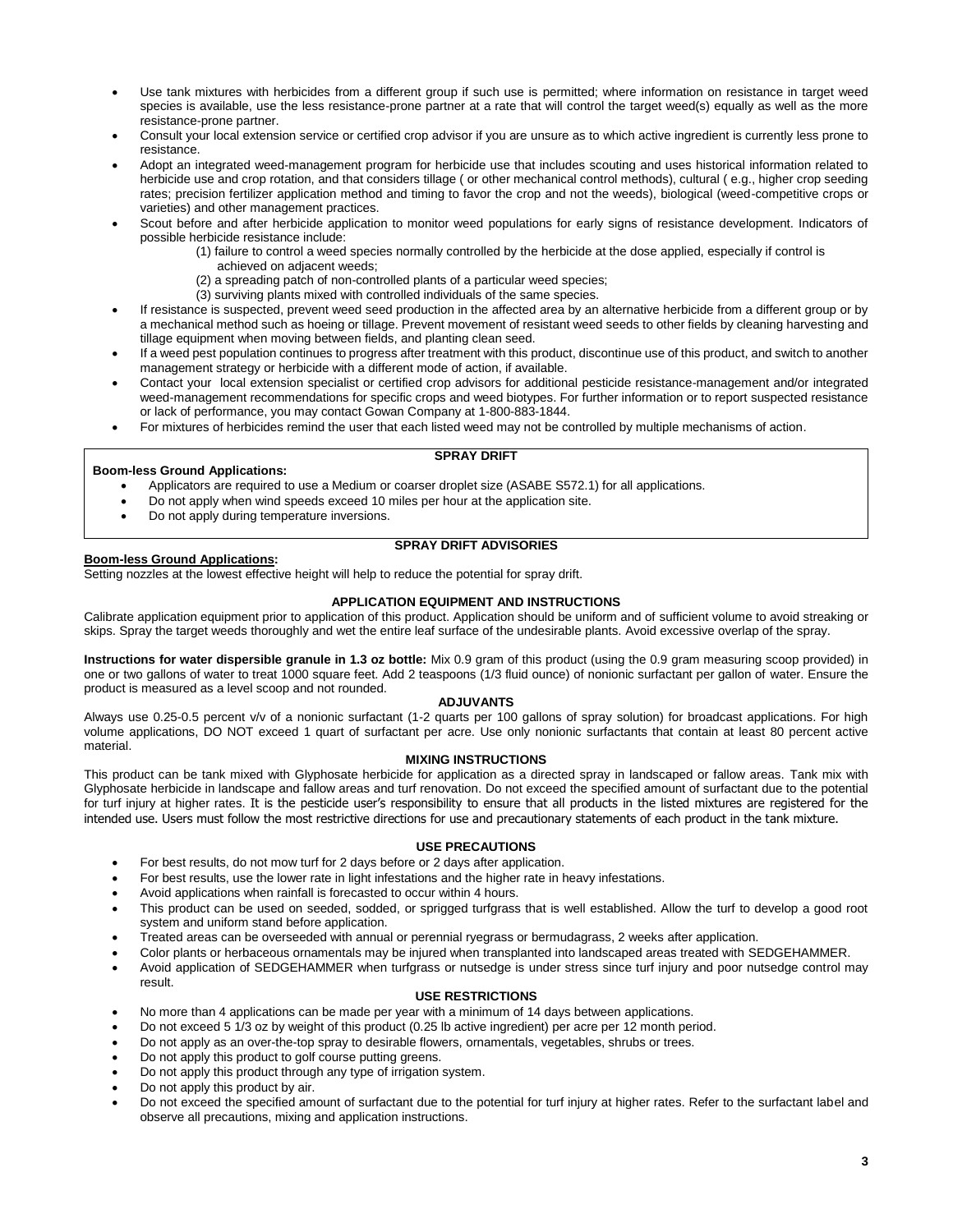- Use tank mixtures with herbicides from a different group if such use is permitted; where information on resistance in target weed species is available, use the less resistance-prone partner at a rate that will control the target weed(s) equally as well as the more resistance-prone partner.
- Consult your local extension service or certified crop advisor if you are unsure as to which active ingredient is currently less prone to resistance.
- Adopt an integrated weed-management program for herbicide use that includes scouting and uses historical information related to herbicide use and crop rotation, and that considers tillage ( or other mechanical control methods), cultural ( e.g., higher crop seeding rates; precision fertilizer application method and timing to favor the crop and not the weeds), biological (weed-competitive crops or varieties) and other management practices.
- Scout before and after herbicide application to monitor weed populations for early signs of resistance development. Indicators of possible herbicide resistance include:
  - (1) failure to control a weed species normally controlled by the herbicide at the dose applied, especially if control is achieved on adjacent weeds;
  - (2) a spreading patch of non-controlled plants of a particular weed species;
  - (3) surviving plants mixed with controlled individuals of the same species.
- If resistance is suspected, prevent weed seed production in the affected area by an alternative herbicide from a different group or by a mechanical method such as hoeing or tillage. Prevent movement of resistant weed seeds to other fields by cleaning harvesting and tillage equipment when moving between fields, and planting clean seed.
- If a weed pest population continues to progress after treatment with this product, discontinue use of this product, and switch to another management strategy or herbicide with a different mode of action, if available.
- Contact your local extension specialist or certified crop advisors for additional pesticide resistance-management and/or integrated weed-management recommendations for specific crops and weed biotypes. For further information or to report suspected resistance or lack of performance, you may contact Gowan Company at 1-800-883-1844.
- For mixtures of herbicides remind the user that each listed weed may not be controlled by multiple mechanisms of action.

## SPRAY DRIFT

**Boom-less Ground Applications:**

- Applicators are required to use a Medium or coarser droplet size (ASABE S572.1) for all applications.
- Do not apply when wind speeds exceed 10 miles per hour at the application site.
- Do not apply during temperature inversions.

## SPRAY DRIFT ADVISORIES

**Boom-less Ground Applications:**

Setting nozzles at the lowest effective height will help to reduce the potential for spray drift.

## APPLICATION EQUIPMENT AND INSTRUCTIONS

Calibrate application equipment prior to application of this product. Application should be uniform and of sufficient volume to avoid streaking or skips. Spray the target weeds thoroughly and wet the entire leaf surface of the undesirable plants. Avoid excessive overlap of the spray.

**Instructions for water dispersible granule in 1.3 oz bottle:** Mix 0.9 gram of this product (using the 0.9 gram measuring scoop provided) in one or two gallons of water to treat 1000 square feet. Add 2 teaspoons (1/3 fluid ounce) of nonionic surfactant per gallon of water. Ensure the product is measured as a level scoop and not rounded.

## ADJUVANTS

Always use 0.25-0.5 percent v/v of a nonionic surfactant (1-2 quarts per 100 gallons of spray solution) for broadcast applications. For high volume applications, DO NOT exceed 1 quart of surfactant per acre. Use only nonionic surfactants that contain at least 80 percent active material.

## MIXING INSTRUCTIONS

This product can be tank mixed with Glyphosate herbicide for application as a directed spray in landscaped or fallow areas. Tank mix with Glyphosate herbicide in landscape and fallow areas and turf renovation. Do not exceed the specified amount of surfactant due to the potential for turf injury at higher rates. It is the pesticide user's responsibility to ensure that all products in the listed mixtures are registered for the intended use. Users must follow the most restrictive directions for use and precautionary statements of each product in the tank mixture.

## USE PRECAUTIONS

- For best results, do not mow turf for 2 days before or 2 days after application.
- For best results, use the lower rate in light infestations and the higher rate in heavy infestations.
- Avoid applications when rainfall is forecasted to occur within 4 hours.
- This product can be used on seeded, sodded, or sprigged turfgrass that is well established. Allow the turf to develop a good root system and uniform stand before application.
- Treated areas can be overseeded with annual or perennial ryegrass or bermudagrass, 2 weeks after application.
- Color plants or herbaceous ornamentals may be injured when transplanted into landscaped areas treated with SEDGEHAMMER.
- Avoid application of SEDGEHAMMER when turfgrass or nutsedge is under stress since turf injury and poor nutsedge control may result.

## USE RESTRICTIONS

- No more than 4 applications can be made per year with a minimum of 14 days between applications.
- Do not exceed 5 1/3 oz by weight of this product (0.25 lb active ingredient) per acre per 12 month period.
- Do not apply as an over-the-top spray to desirable flowers, ornamentals, vegetables, shrubs or trees.
- Do not apply this product to golf course putting greens.
- Do not apply this product through any type of irrigation system.
- Do not apply this product by air.
- Do not exceed the specified amount of surfactant due to the potential for turf injury at higher rates. Refer to the surfactant label and observe all precautions, mixing and application instructions.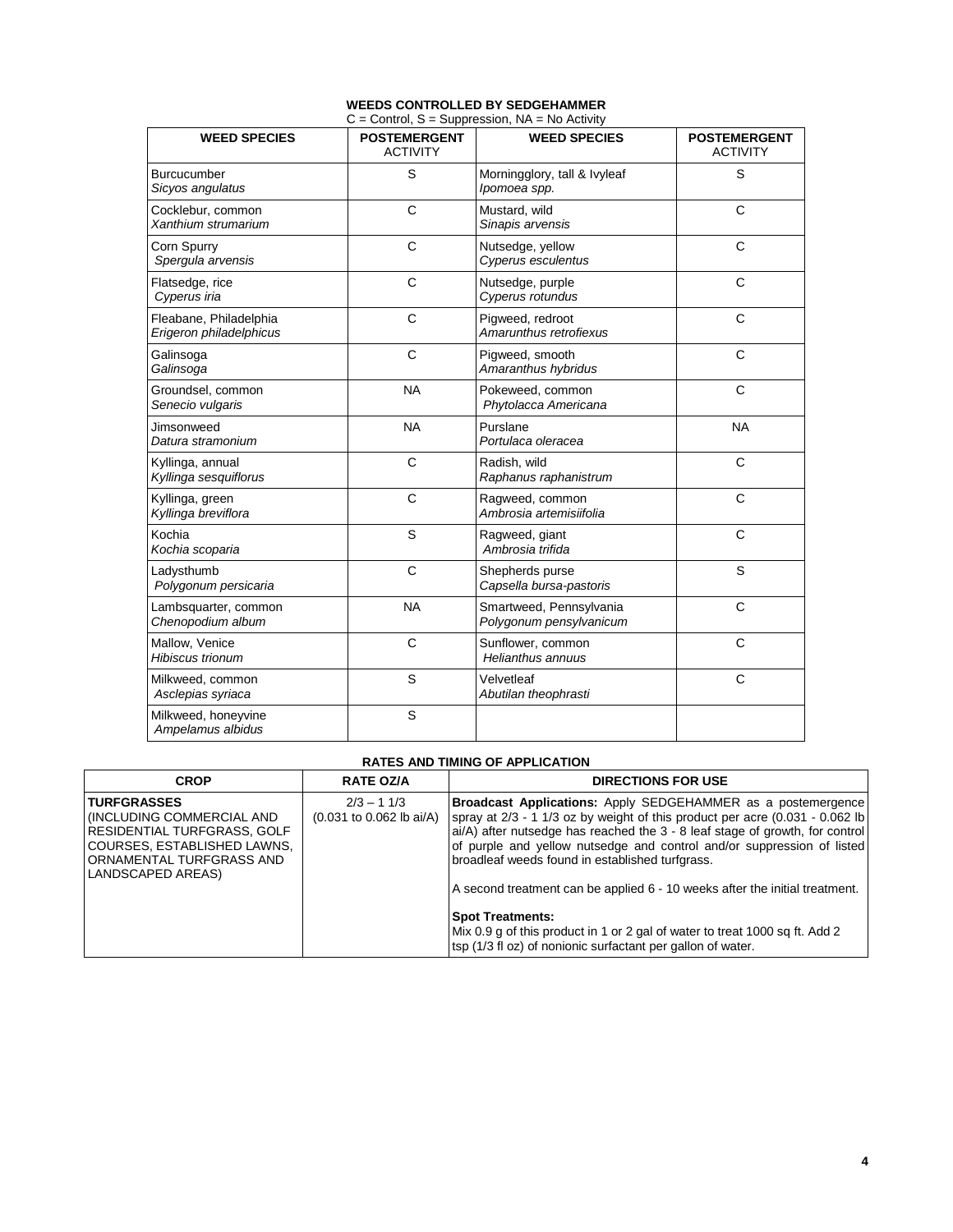**WEEDS CONTROLLED BY SEDGEHAMMER**

C = Control, S = Suppression, NA = No Activity

| WEED SPECIES | POSTEMERGENT ACTIVITY | WEED SPECIES | POSTEMERGENT ACTIVITY |
|---|---|---|---|
| Burcucumber *Sicyos angulatus* | S | Morningglory, tall & Ivyleaf *Ipomoea spp.* | S |
| Cocklebur, common *Xanthium strumarium* | C | Mustard, wild *Sinapis arvensis* | C |
| Corn Spurry *Spergula arvensis* | C | Nutsedge, yellow *Cyperus esculentus* | C |
| Flatsedge, rice *Cyperus iria* | C | Nutsedge, purple *Cyperus rotundus* | C |
| Fleabane, Philadelphia *Erigeron philadelphicus* | C | Pigweed, redroot *Amarunthus retrofiexus* | C |
| Galinsoga *Galinsoga* | C | Pigweed, smooth *Amaranthus hybridus* | C |
| Groundsel, common *Senecio vulgaris* | NA | Pokeweed, common *Phytolacca Americana* | C |
| Jimsonweed *Datura stramonium* | NA | Purslane *Portulaca oleracea* | NA |
| Kyllinga, annual *Kyllinga sesquiflorus* | C | Radish, wild *Raphanus raphanistrum* | C |
| Kyllinga, green *Kyllinga breviflora* | C | Ragweed, common *Ambrosia artemisiifolia* | C |
| Kochia *Kochia scoparia* | S | Ragweed, giant *Ambrosia trifida* | C |
| Ladysthumb *Polygonum persicaria* | C | Shepherds purse *Capsella bursa-pastoris* | S |
| Lambsquarter, common *Chenopodium album* | NA | Smartweed, Pennsylvania *Polygonum pensylvanicum* | C |
| Mallow, Venice *Hibiscus trionum* | C | Sunflower, common *Helianthus annuus* | C |
| Milkweed, common *Asclepias syriaca* | S | Velvetleaf *Abutilan theophrasti* | C |
| Milkweed, honeyvine *Ampelamus albidus* | S | | |

**RATES AND TIMING OF APPLICATION**

| CROP | RATE OZ/A | DIRECTIONS FOR USE |
|---|---|---|
| **TURFGRASSES** (INCLUDING COMMERCIAL AND RESIDENTIAL TURFGRASS, GOLF COURSES, ESTABLISHED LAWNS, ORNAMENTAL TURFGRASS AND LANDSCAPED AREAS) | 2/3 – 1 1/3 (0.031 to 0.062 lb ai/A) | **Broadcast Applications:** Apply SEDGEHAMMER as a postemergence spray at 2/3 - 1 1/3 oz by weight of this product per acre (0.031 - 0.062 lb ai/A) after nutsedge has reached the 3 - 8 leaf stage of growth, for control of purple and yellow nutsedge and control and/or suppression of listed broadleaf weeds found in established turfgrass.<br><br>A second treatment can be applied 6 - 10 weeks after the initial treatment.<br><br>**Spot Treatments:**<br>Mix 0.9 g of this product in 1 or 2 gal of water to treat 1000 sq ft. Add 2 tsp (1/3 fl oz) of nonionic surfactant per gallon of water. |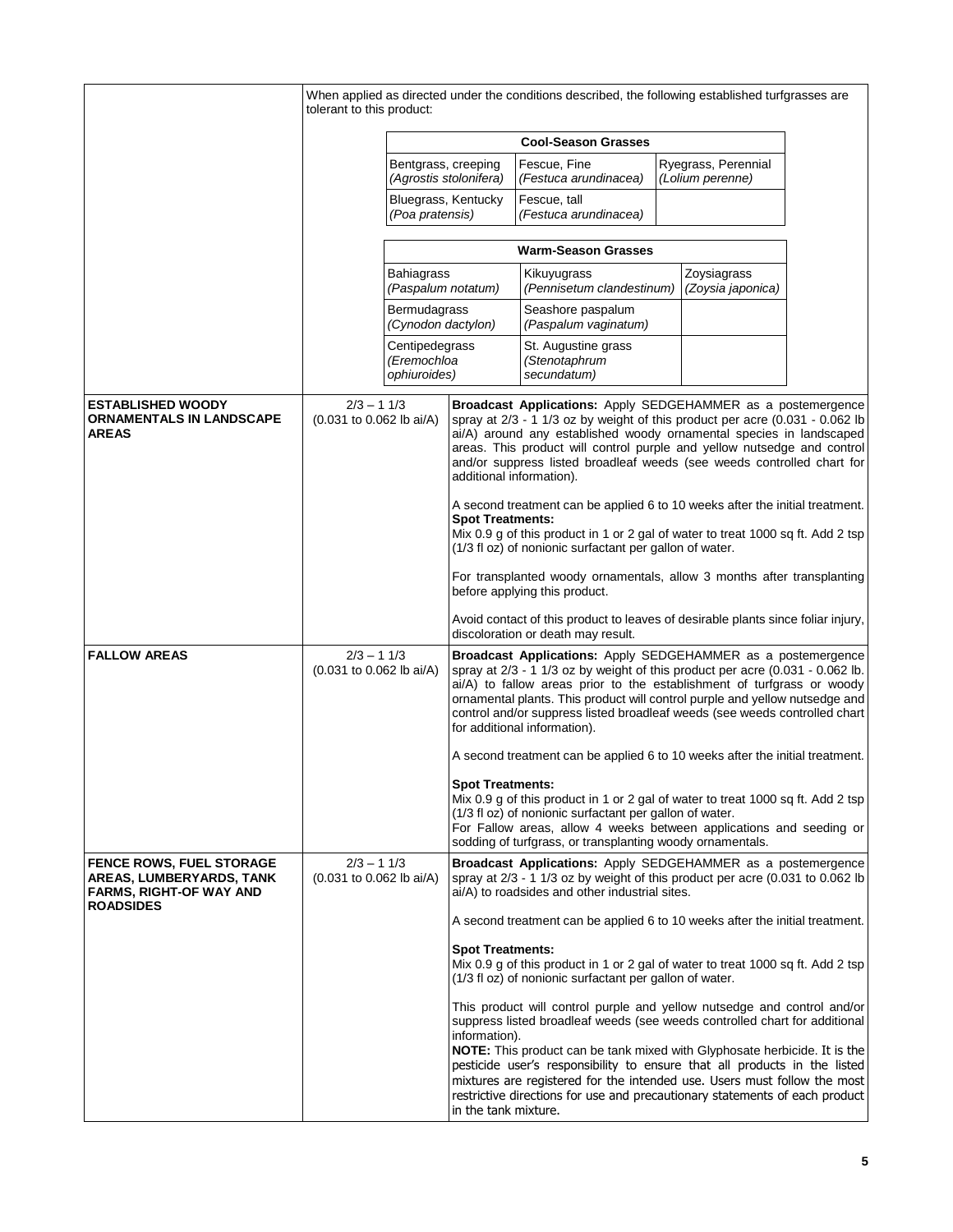| | | |
|---|---|---|
| | When applied as directed under the conditions described, the following established turfgrasses are tolerant to this product:<br><br>**Cool-Season Grasses**<br>Bentgrass, creeping *(Agrostis stolonifera)*; Fescue, Fine *(Festuca arundinacea)*; Ryegrass, Perennial *(Lolium perenne)*; Bluegrass, Kentucky *(Poa pratensis)*; Fescue, tall *(Festuca arundinacea)*<br><br>**Warm-Season Grasses**<br>Bahiagrass *(Paspalum notatum)*; Kikuyugrass *(Pennisetum clandestinum)*; Zoysiagrass *(Zoysia japonica)*; Bermudagrass *(Cynodon dactylon)*; Seashore paspalum *(Paspalum vaginatum)*; Centipedegrass *(Eremochloa ophiuroides)*; St. Augustine grass *(Stenotaphrum secundatum)* | |
| **ESTABLISHED WOODY ORNAMENTALS IN LANDSCAPE AREAS** | 2/3 – 1 1/3 (0.031 to 0.062 lb ai/A) | **Broadcast Applications:** Apply SEDGEHAMMER as a postemergence spray at 2/3 - 1 1/3 oz by weight of this product per acre (0.031 - 0.062 lb ai/A) around any established woody ornamental species in landscaped areas. This product will control purple and yellow nutsedge and control and/or suppress listed broadleaf weeds (see weeds controlled chart for additional information).<br><br>A second treatment can be applied 6 to 10 weeks after the initial treatment.<br>**Spot Treatments:**<br>Mix 0.9 g of this product in 1 or 2 gal of water to treat 1000 sq ft. Add 2 tsp (1/3 fl oz) of nonionic surfactant per gallon of water.<br><br>For transplanted woody ornamentals, allow 3 months after transplanting before applying this product.<br><br>Avoid contact of this product to leaves of desirable plants since foliar injury, discoloration or death may result. |
| **FALLOW AREAS** | 2/3 – 1 1/3 (0.031 to 0.062 lb ai/A) | **Broadcast Applications:** Apply SEDGEHAMMER as a postemergence spray at 2/3 - 1 1/3 oz by weight of this product per acre (0.031 - 0.062 lb. ai/A) to fallow areas prior to the establishment of turfgrass or woody ornamental plants. This product will control purple and yellow nutsedge and control and/or suppress listed broadleaf weeds (see weeds controlled chart for additional information).<br><br>A second treatment can be applied 6 to 10 weeks after the initial treatment.<br><br>**Spot Treatments:**<br>Mix 0.9 g of this product in 1 or 2 gal of water to treat 1000 sq ft. Add 2 tsp (1/3 fl oz) of nonionic surfactant per gallon of water.<br>For Fallow areas, allow 4 weeks between applications and seeding or sodding of turfgrass, or transplanting woody ornamentals. |
| **FENCE ROWS, FUEL STORAGE AREAS, LUMBERYARDS, TANK FARMS, RIGHT-OF WAY AND ROADSIDES** | 2/3 – 1 1/3 (0.031 to 0.062 lb ai/A) | **Broadcast Applications:** Apply SEDGEHAMMER as a postemergence spray at 2/3 - 1 1/3 oz by weight of this product per acre (0.031 to 0.062 lb ai/A) to roadsides and other industrial sites.<br><br>A second treatment can be applied 6 to 10 weeks after the initial treatment.<br><br>**Spot Treatments:**<br>Mix 0.9 g of this product in 1 or 2 gal of water to treat 1000 sq ft. Add 2 tsp (1/3 fl oz) of nonionic surfactant per gallon of water.<br><br>This product will control purple and yellow nutsedge and control and/or suppress listed broadleaf weeds (see weeds controlled chart for additional information).<br>**NOTE:** This product can be tank mixed with Glyphosate herbicide. It is the pesticide user's responsibility to ensure that all products in the listed mixtures are registered for the intended use. Users must follow the most restrictive directions for use and precautionary statements of each product in the tank mixture. |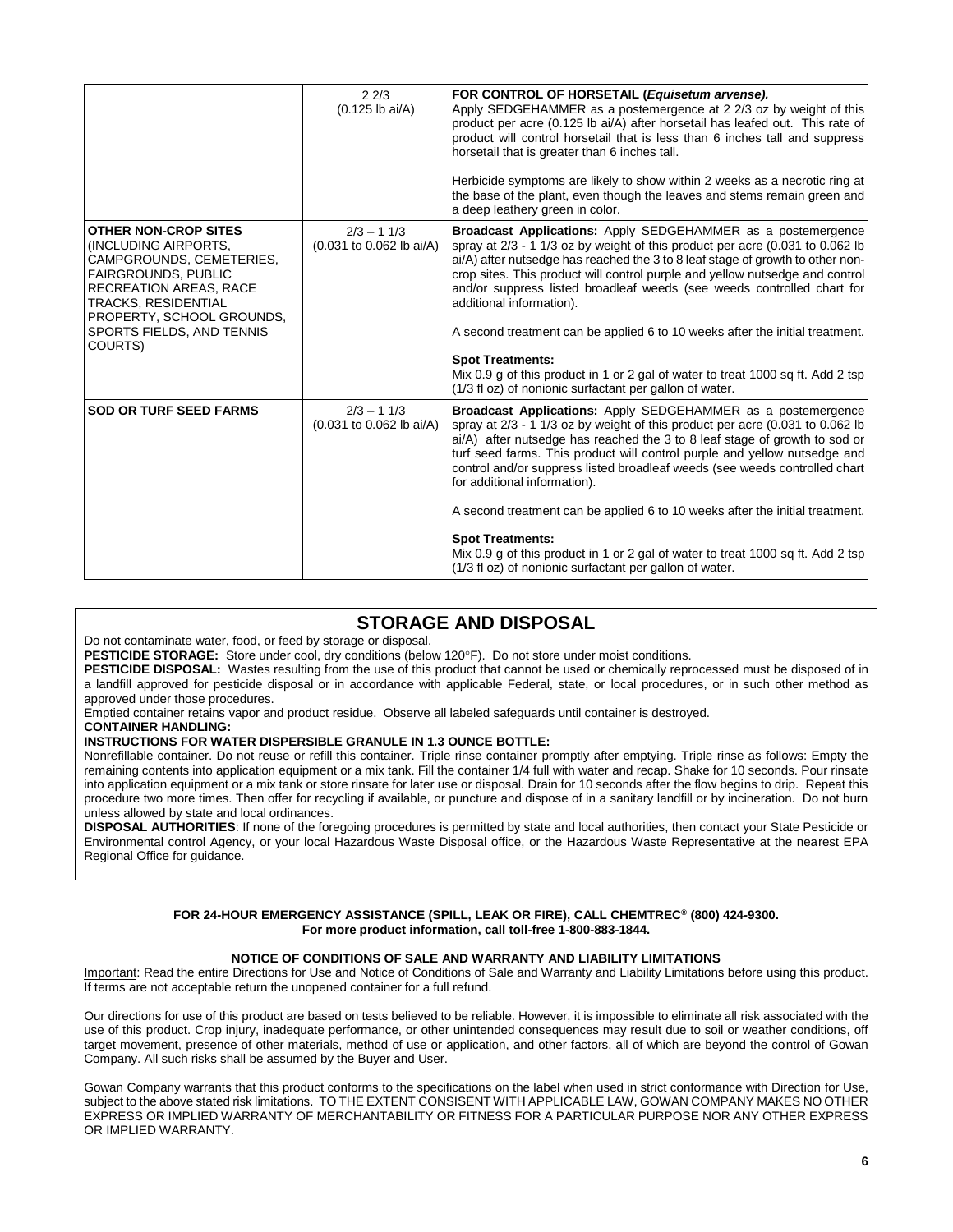| | | |
|---|---|---|
| | 2 2/3<br>(0.125 lb ai/A) | **FOR CONTROL OF HORSETAIL (*Equisetum arvense).***<br>Apply SEDGEHAMMER as a postemergence at 2 2/3 oz by weight of this product per acre (0.125 lb ai/A) after horsetail has leafed out. This rate of product will control horsetail that is less than 6 inches tall and suppress horsetail that is greater than 6 inches tall.<br><br>Herbicide symptoms are likely to show within 2 weeks as a necrotic ring at the base of the plant, even though the leaves and stems remain green and a deep leathery green in color. |
| **OTHER NON-CROP SITES** (INCLUDING AIRPORTS, CAMPGROUNDS, CEMETERIES, FAIRGROUNDS, PUBLIC RECREATION AREAS, RACE TRACKS, RESIDENTIAL PROPERTY, SCHOOL GROUNDS, SPORTS FIELDS, AND TENNIS COURTS) | 2/3 – 1 1/3<br>(0.031 to 0.062 lb ai/A) | **Broadcast Applications:** Apply SEDGEHAMMER as a postemergence spray at 2/3 - 1 1/3 oz by weight of this product per acre (0.031 to 0.062 lb ai/A) after nutsedge has reached the 3 to 8 leaf stage of growth to other non-crop sites. This product will control purple and yellow nutsedge and control and/or suppress listed broadleaf weeds (see weeds controlled chart for additional information).<br><br>A second treatment can be applied 6 to 10 weeks after the initial treatment.<br><br>**Spot Treatments:**<br>Mix 0.9 g of this product in 1 or 2 gal of water to treat 1000 sq ft. Add 2 tsp (1/3 fl oz) of nonionic surfactant per gallon of water. |
| **SOD OR TURF SEED FARMS** | 2/3 – 1 1/3<br>(0.031 to 0.062 lb ai/A) | **Broadcast Applications:** Apply SEDGEHAMMER as a postemergence spray at 2/3 - 1 1/3 oz by weight of this product per acre (0.031 to 0.062 lb ai/A) after nutsedge has reached the 3 to 8 leaf stage of growth to sod or turf seed farms. This product will control purple and yellow nutsedge and control and/or suppress listed broadleaf weeds (see weeds controlled chart for additional information).<br><br>A second treatment can be applied 6 to 10 weeks after the initial treatment.<br><br>**Spot Treatments:**<br>Mix 0.9 g of this product in 1 or 2 gal of water to treat 1000 sq ft. Add 2 tsp (1/3 fl oz) of nonionic surfactant per gallon of water. |

## STORAGE AND DISPOSAL

Do not contaminate water, food, or feed by storage or disposal.

**PESTICIDE STORAGE:** Store under cool, dry conditions (below 120°F). Do not store under moist conditions.

**PESTICIDE DISPOSAL:** Wastes resulting from the use of this product that cannot be used or chemically reprocessed must be disposed of in a landfill approved for pesticide disposal or in accordance with applicable Federal, state, or local procedures, or in such other method as approved under those procedures.

Emptied container retains vapor and product residue. Observe all labeled safeguards until container is destroyed.

**CONTAINER HANDLING:**

**INSTRUCTIONS FOR WATER DISPERSIBLE GRANULE IN 1.3 OUNCE BOTTLE:**

Nonrefillable container. Do not reuse or refill this container. Triple rinse container promptly after emptying. Triple rinse as follows: Empty the remaining contents into application equipment or a mix tank. Fill the container 1/4 full with water and recap. Shake for 10 seconds. Pour rinsate into application equipment or a mix tank or store rinsate for later use or disposal. Drain for 10 seconds after the flow begins to drip. Repeat this procedure two more times. Then offer for recycling if available, or puncture and dispose of in a sanitary landfill or by incineration. Do not burn unless allowed by state and local ordinances.

**DISPOSAL AUTHORITIES**: If none of the foregoing procedures is permitted by state and local authorities, then contact your State Pesticide or Environmental control Agency, or your local Hazardous Waste Disposal office, or the Hazardous Waste Representative at the nearest EPA Regional Office for guidance.

**FOR 24-HOUR EMERGENCY ASSISTANCE (SPILL, LEAK OR FIRE), CALL CHEMTREC® (800) 424-9300.**
**For more product information, call toll-free 1-800-883-1844.**

**NOTICE OF CONDITIONS OF SALE AND WARRANTY AND LIABILITY LIMITATIONS**

Important: Read the entire Directions for Use and Notice of Conditions of Sale and Warranty and Liability Limitations before using this product. If terms are not acceptable return the unopened container for a full refund.

Our directions for use of this product are based on tests believed to be reliable. However, it is impossible to eliminate all risk associated with the use of this product. Crop injury, inadequate performance, or other unintended consequences may result due to soil or weather conditions, off target movement, presence of other materials, method of use or application, and other factors, all of which are beyond the control of Gowan Company. All such risks shall be assumed by the Buyer and User.

Gowan Company warrants that this product conforms to the specifications on the label when used in strict conformance with Direction for Use, subject to the above stated risk limitations. TO THE EXTENT CONSISENT WITH APPLICABLE LAW, GOWAN COMPANY MAKES NO OTHER EXPRESS OR IMPLIED WARRANTY OF MERCHANTABILITY OR FITNESS FOR A PARTICULAR PURPOSE NOR ANY OTHER EXPRESS OR IMPLIED WARRANTY.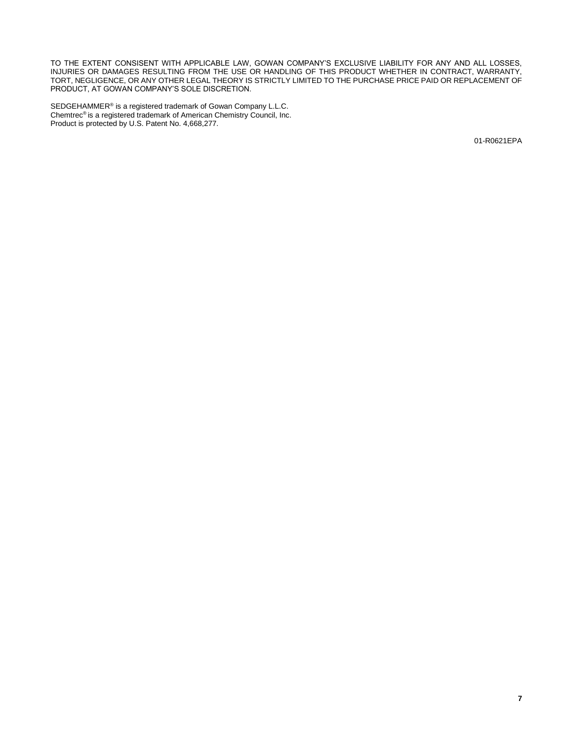TO THE EXTENT CONSISENT WITH APPLICABLE LAW, GOWAN COMPANY'S EXCLUSIVE LIABILITY FOR ANY AND ALL LOSSES, INJURIES OR DAMAGES RESULTING FROM THE USE OR HANDLING OF THIS PRODUCT WHETHER IN CONTRACT, WARRANTY, TORT, NEGLIGENCE, OR ANY OTHER LEGAL THEORY IS STRICTLY LIMITED TO THE PURCHASE PRICE PAID OR REPLACEMENT OF PRODUCT, AT GOWAN COMPANY'S SOLE DISCRETION.

SEDGEHAMMER® is a registered trademark of Gowan Company L.L.C.
Chemtrec® is a registered trademark of American Chemistry Council, Inc.
Product is protected by U.S. Patent No. 4,668,277.

01-R0621EPA